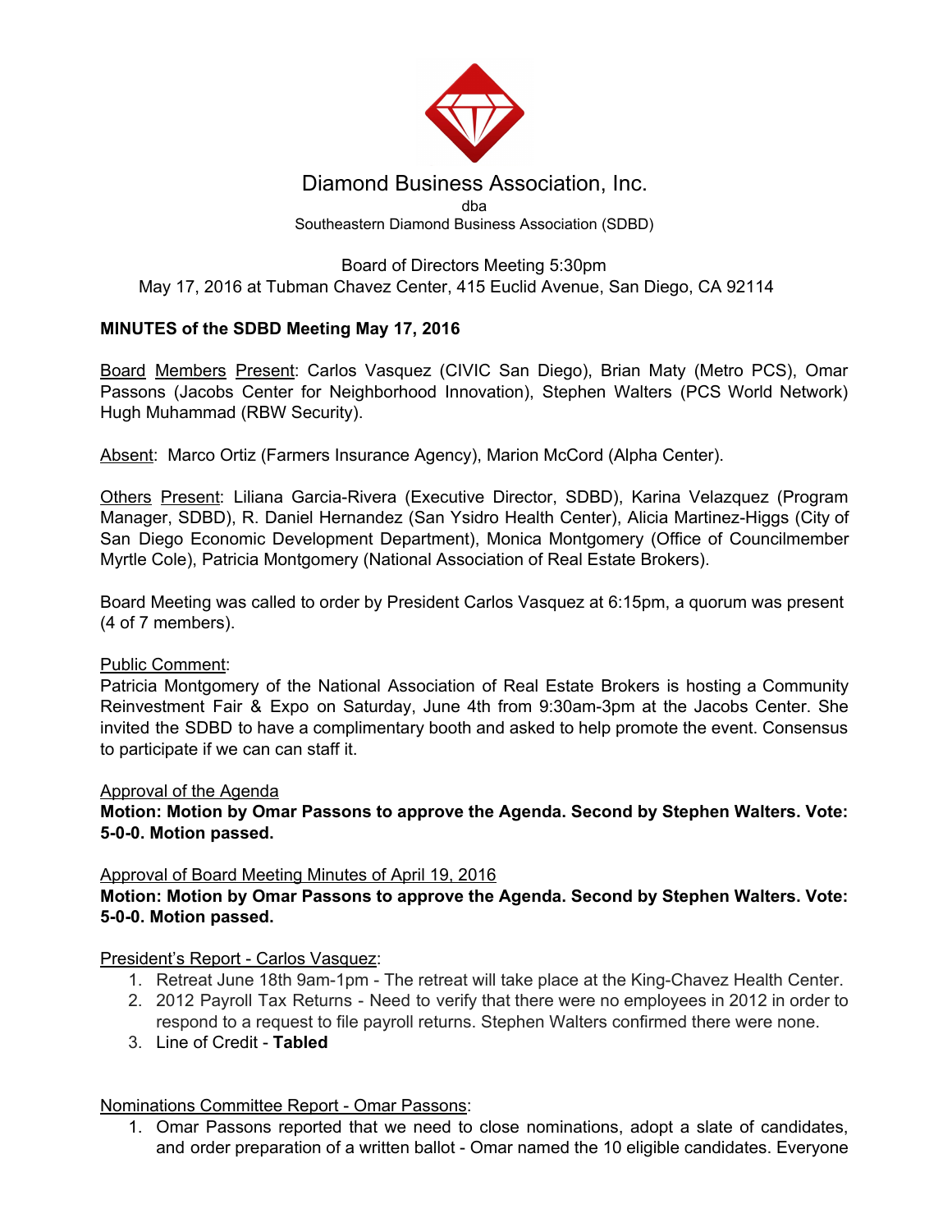# Diamond Business Association, Inc.

dba

Southeastern Diamond Business Association (SDBD)

Board of Directors Meeting 5:30pm

May 17, 2016 at Tubman Chavez Center, 415 Euclid Avenue, San Diego, CA 92114

**MINUTES of the SDBD Meeting May 17, 2016**

Board Members Present: Carlos Vasquez (CIVIC San Diego), Brian Maty (Metro PCS), Omar Passons (Jacobs Center for Neighborhood Innovation), Stephen Walters (PCS World Network) Hugh Muhammad (RBW Security).

Absent: Marco Ortiz (Farmers Insurance Agency), Marion McCord (Alpha Center).

Others Present: Liliana Garcia-Rivera (Executive Director, SDBD), Karina Velazquez (Program Manager, SDBD), R. Daniel Hernandez (San Ysidro Health Center), Alicia Martinez-Higgs (City of San Diego Economic Development Department), Monica Montgomery (Office of Councilmember Myrtle Cole), Patricia Montgomery (National Association of Real Estate Brokers).

Board Meeting was called to order by President Carlos Vasquez at 6:15pm, a quorum was present (4 of 7 members).

Public Comment:

Patricia Montgomery of the National Association of Real Estate Brokers is hosting a Community Reinvestment Fair & Expo on Saturday, June 4th from 9:30am-3pm at the Jacobs Center. She invited the SDBD to have a complimentary booth and asked to help promote the event. Consensus to participate if we can can staff it.

Approval of the Agenda

**Motion: Motion by Omar Passons to approve the Agenda. Second by Stephen Walters. Vote: 5-0-0. Motion passed.**

Approval of Board Meeting Minutes of April 19, 2016

**Motion: Motion by Omar Passons to approve the Agenda. Second by Stephen Walters. Vote: 5-0-0. Motion passed.**

President's Report - Carlos Vasquez:

1. Retreat June 18th 9am-1pm - The retreat will take place at the King-Chavez Health Center.
2. 2012 Payroll Tax Returns - Need to verify that there were no employees in 2012 in order to respond to a request to file payroll returns. Stephen Walters confirmed there were none.
3. Line of Credit - **Tabled**

Nominations Committee Report - Omar Passons:

1. Omar Passons reported that we need to close nominations, adopt a slate of candidates, and order preparation of a written ballot - Omar named the 10 eligible candidates. Everyone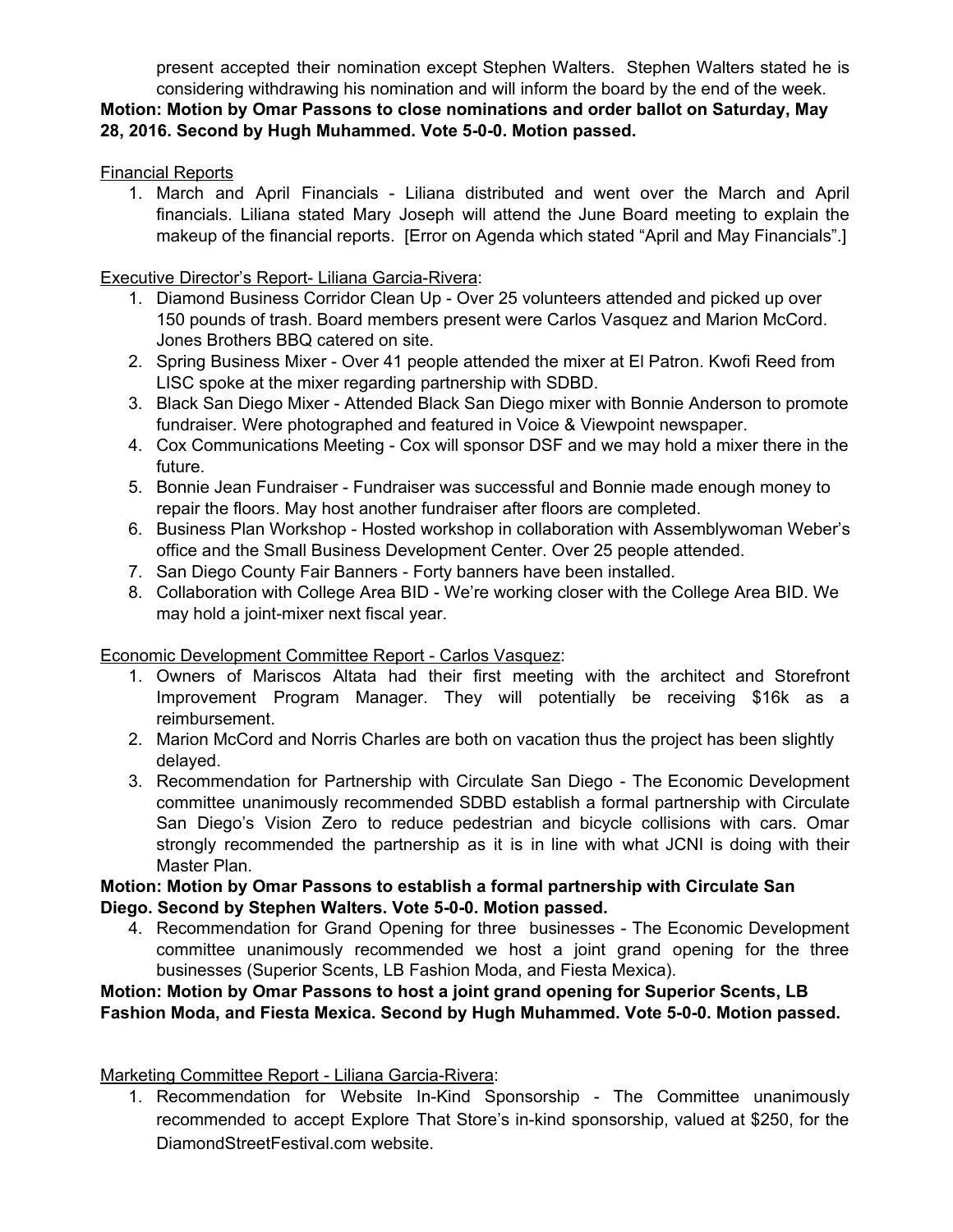present accepted their nomination except Stephen Walters. Stephen Walters stated he is considering withdrawing his nomination and will inform the board by the end of the week.

**Motion: Motion by Omar Passons to close nominations and order ballot on Saturday, May 28, 2016. Second by Hugh Muhammed. Vote 5-0-0. Motion passed.**

<u>Financial Reports</u>

1. March and April Financials - Liliana distributed and went over the March and April financials. Liliana stated Mary Joseph will attend the June Board meeting to explain the makeup of the financial reports. [Error on Agenda which stated "April and May Financials".]

<u>Executive Director's Report- Liliana Garcia-Rivera</u>:

1. Diamond Business Corridor Clean Up - Over 25 volunteers attended and picked up over 150 pounds of trash. Board members present were Carlos Vasquez and Marion McCord. Jones Brothers BBQ catered on site.
2. Spring Business Mixer - Over 41 people attended the mixer at El Patron. Kwofi Reed from LISC spoke at the mixer regarding partnership with SDBD.
3. Black San Diego Mixer - Attended Black San Diego mixer with Bonnie Anderson to promote fundraiser. Were photographed and featured in Voice & Viewpoint newspaper.
4. Cox Communications Meeting - Cox will sponsor DSF and we may hold a mixer there in the future.
5. Bonnie Jean Fundraiser - Fundraiser was successful and Bonnie made enough money to repair the floors. May host another fundraiser after floors are completed.
6. Business Plan Workshop - Hosted workshop in collaboration with Assemblywoman Weber's office and the Small Business Development Center. Over 25 people attended.
7. San Diego County Fair Banners - Forty banners have been installed.
8. Collaboration with College Area BID - We're working closer with the College Area BID. We may hold a joint-mixer next fiscal year.

<u>Economic Development Committee Report - Carlos Vasquez</u>:

1. Owners of Mariscos Altata had their first meeting with the architect and Storefront Improvement Program Manager. They will potentially be receiving $16k as a reimbursement.
2. Marion McCord and Norris Charles are both on vacation thus the project has been slightly delayed.
3. Recommendation for Partnership with Circulate San Diego - The Economic Development committee unanimously recommended SDBD establish a formal partnership with Circulate San Diego's Vision Zero to reduce pedestrian and bicycle collisions with cars. Omar strongly recommended the partnership as it is in line with what JCNI is doing with their Master Plan.

**Motion: Motion by Omar Passons to establish a formal partnership with Circulate San Diego. Second by Stephen Walters. Vote 5-0-0. Motion passed.**

4. Recommendation for Grand Opening for three businesses - The Economic Development committee unanimously recommended we host a joint grand opening for the three businesses (Superior Scents, LB Fashion Moda, and Fiesta Mexica).

**Motion: Motion by Omar Passons to host a joint grand opening for Superior Scents, LB Fashion Moda, and Fiesta Mexica. Second by Hugh Muhammed. Vote 5-0-0. Motion passed.**

<u>Marketing Committee Report - Liliana Garcia-Rivera</u>:

1. Recommendation for Website In-Kind Sponsorship - The Committee unanimously recommended to accept Explore That Store's in-kind sponsorship, valued at $250, for the DiamondStreetFestival.com website.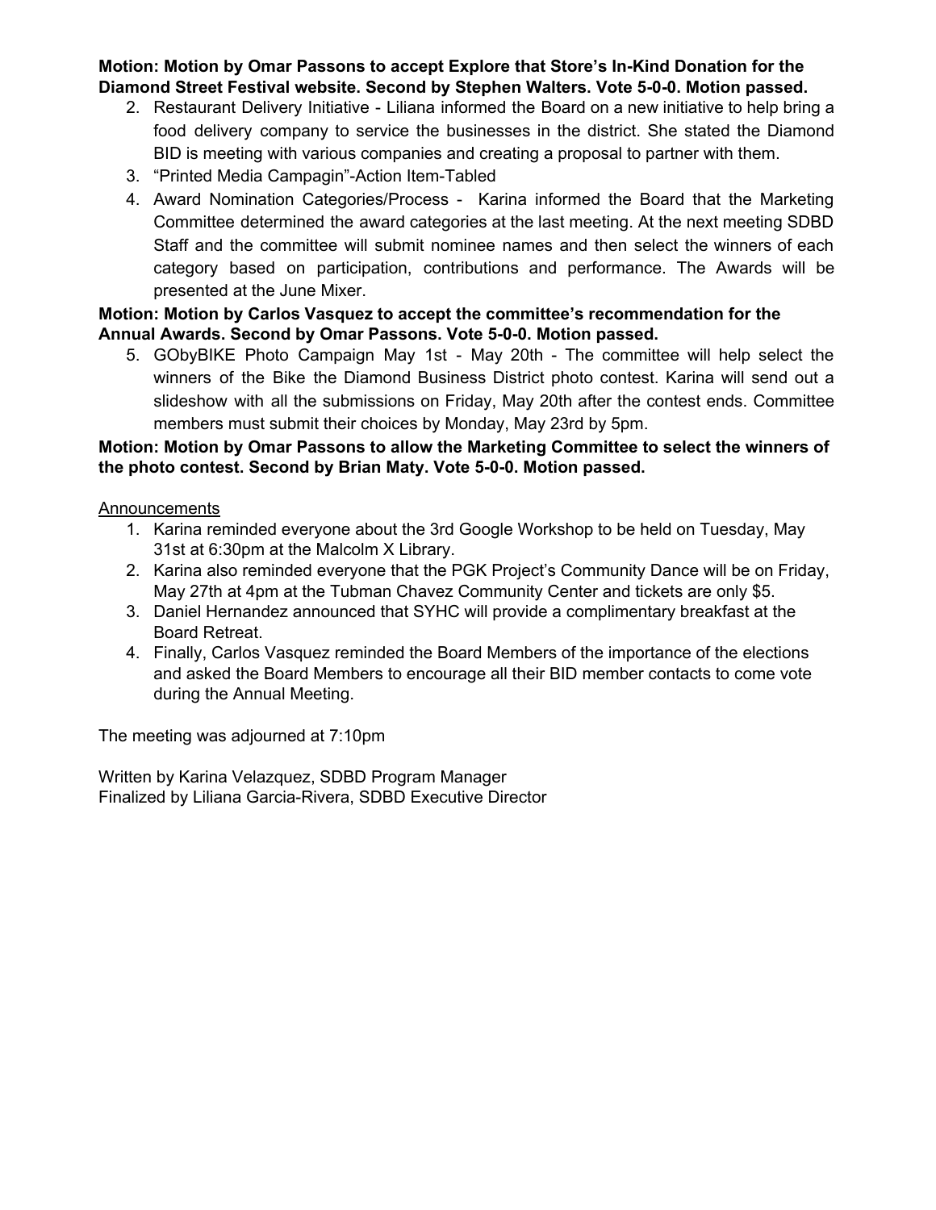**Motion: Motion by Omar Passons to accept Explore that Store's In-Kind Donation for the Diamond Street Festival website. Second by Stephen Walters. Vote 5-0-0. Motion passed.**

2. Restaurant Delivery Initiative - Liliana informed the Board on a new initiative to help bring a food delivery company to service the businesses in the district. She stated the Diamond BID is meeting with various companies and creating a proposal to partner with them.
3. "Printed Media Campagin"-Action Item-Tabled
4. Award Nomination Categories/Process - Karina informed the Board that the Marketing Committee determined the award categories at the last meeting. At the next meeting SDBD Staff and the committee will submit nominee names and then select the winners of each category based on participation, contributions and performance. The Awards will be presented at the June Mixer.

**Motion: Motion by Carlos Vasquez to accept the committee's recommendation for the Annual Awards. Second by Omar Passons. Vote 5-0-0. Motion passed.**

5. GObyBIKE Photo Campaign May 1st - May 20th - The committee will help select the winners of the Bike the Diamond Business District photo contest. Karina will send out a slideshow with all the submissions on Friday, May 20th after the contest ends. Committee members must submit their choices by Monday, May 23rd by 5pm.

**Motion: Motion by Omar Passons to allow the Marketing Committee to select the winners of the photo contest. Second by Brian Maty. Vote 5-0-0. Motion passed.**

Announcements

1. Karina reminded everyone about the 3rd Google Workshop to be held on Tuesday, May 31st at 6:30pm at the Malcolm X Library.
2. Karina also reminded everyone that the PGK Project's Community Dance will be on Friday, May 27th at 4pm at the Tubman Chavez Community Center and tickets are only $5.
3. Daniel Hernandez announced that SYHC will provide a complimentary breakfast at the Board Retreat.
4. Finally, Carlos Vasquez reminded the Board Members of the importance of the elections and asked the Board Members to encourage all their BID member contacts to come vote during the Annual Meeting.

The meeting was adjourned at 7:10pm

Written by Karina Velazquez, SDBD Program Manager
Finalized by Liliana Garcia-Rivera, SDBD Executive Director